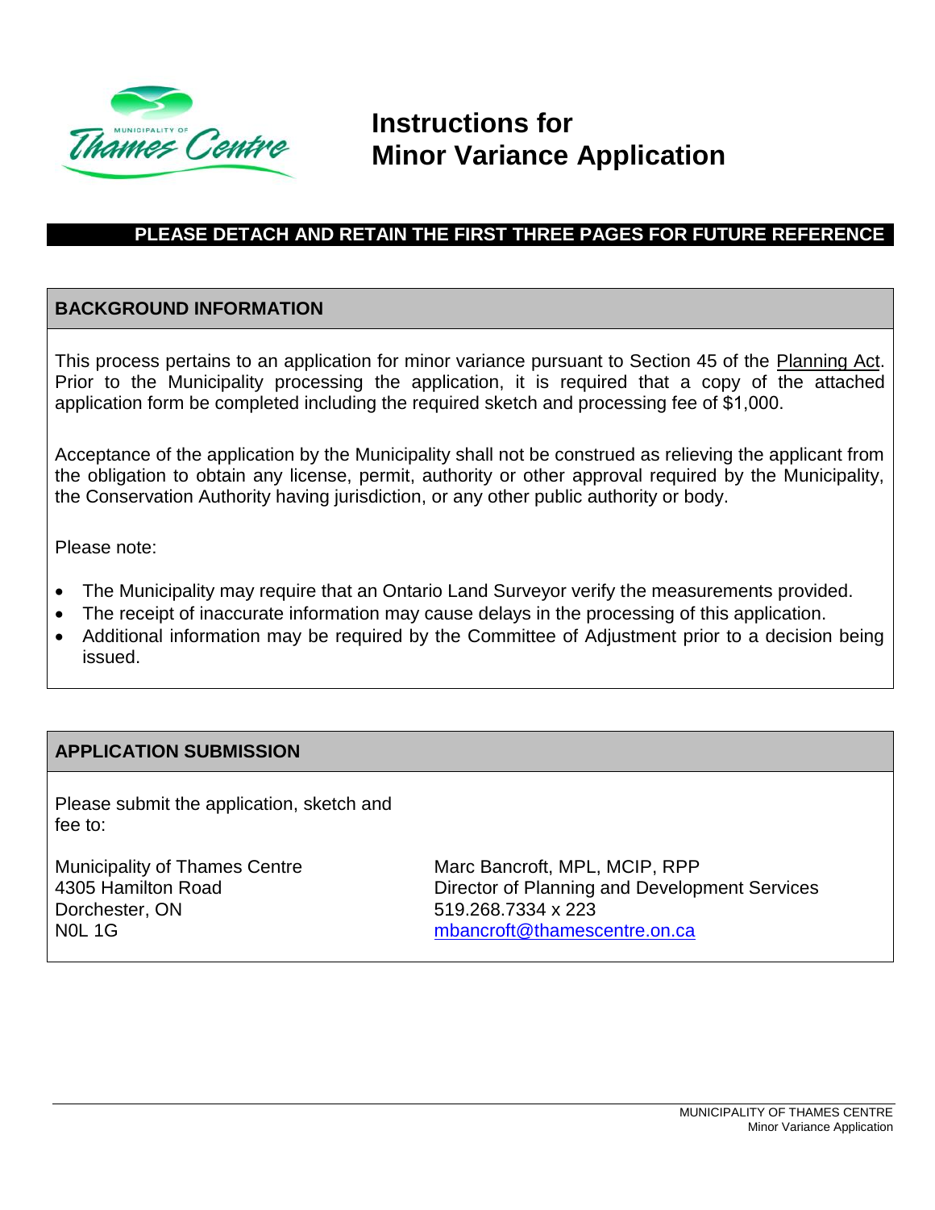# Instructions for Minor Variance Application

**PLEASE DETACH AND RETAIN THE FIRST THREE PAGES FOR FUTURE REFERENCE**

## BACKGROUND INFORMATION

This process pertains to an application for minor variance pursuant to Section 45 of the Planning Act. Prior to the Municipality processing the application, it is required that a copy of the attached application form be completed including the required sketch and processing fee of $1,000.

Acceptance of the application by the Municipality shall not be construed as relieving the applicant from the obligation to obtain any license, permit, authority or other approval required by the Municipality, the Conservation Authority having jurisdiction, or any other public authority or body.

Please note:

- The Municipality may require that an Ontario Land Surveyor verify the measurements provided.
- The receipt of inaccurate information may cause delays in the processing of this application.
- Additional information may be required by the Committee of Adjustment prior to a decision being issued.

## APPLICATION SUBMISSION

Please submit the application, sketch and fee to:

Municipality of Thames Centre
4305 Hamilton Road
Dorchester, ON
N0L 1G

Marc Bancroft, MPL, MCIP, RPP
Director of Planning and Development Services
519.268.7334 x 223
mbancroft@thamescentre.on.ca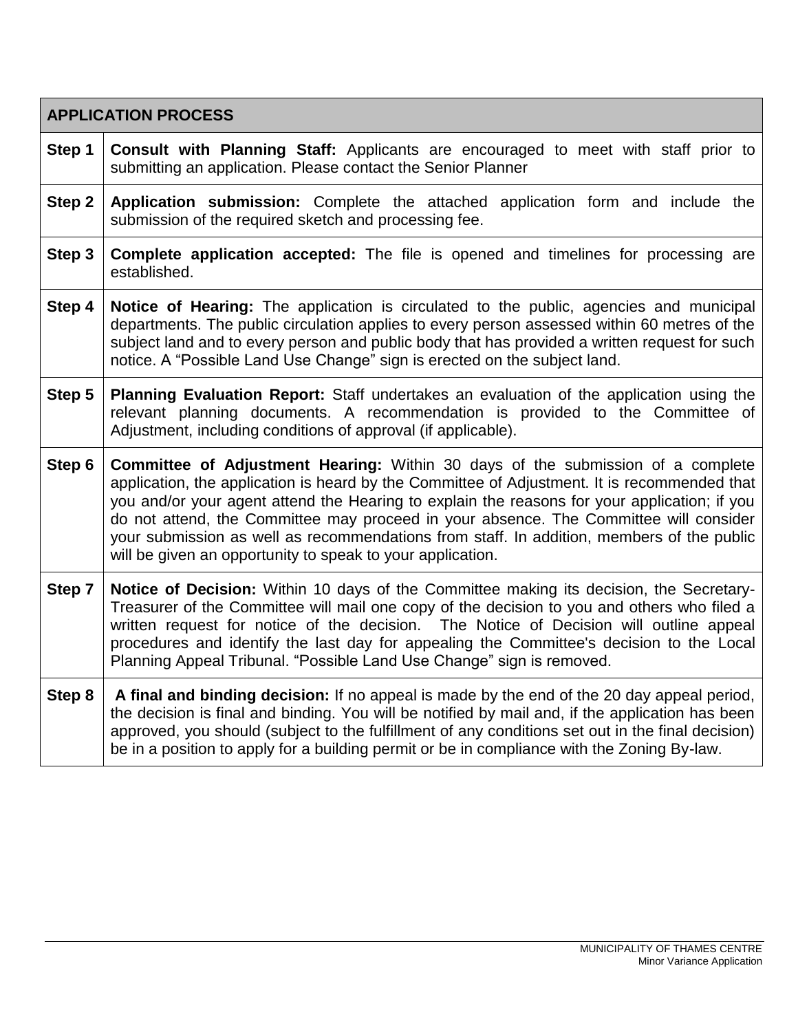| APPLICATION PROCESS | |
|---|---|
| Step 1 | **Consult with Planning Staff:** Applicants are encouraged to meet with staff prior to submitting an application. Please contact the Senior Planner |
| Step 2 | **Application submission:** Complete the attached application form and include the submission of the required sketch and processing fee. |
| Step 3 | **Complete application accepted:** The file is opened and timelines for processing are established. |
| Step 4 | **Notice of Hearing:** The application is circulated to the public, agencies and municipal departments. The public circulation applies to every person assessed within 60 metres of the subject land and to every person and public body that has provided a written request for such notice. A "Possible Land Use Change" sign is erected on the subject land. |
| Step 5 | **Planning Evaluation Report:** Staff undertakes an evaluation of the application using the relevant planning documents. A recommendation is provided to the Committee of Adjustment, including conditions of approval (if applicable). |
| Step 6 | **Committee of Adjustment Hearing:** Within 30 days of the submission of a complete application, the application is heard by the Committee of Adjustment. It is recommended that you and/or your agent attend the Hearing to explain the reasons for your application; if you do not attend, the Committee may proceed in your absence. The Committee will consider your submission as well as recommendations from staff. In addition, members of the public will be given an opportunity to speak to your application. |
| Step 7 | **Notice of Decision:** Within 10 days of the Committee making its decision, the Secretary-Treasurer of the Committee will mail one copy of the decision to you and others who filed a written request for notice of the decision. The Notice of Decision will outline appeal procedures and identify the last day for appealing the Committee's decision to the Local Planning Appeal Tribunal. "Possible Land Use Change" sign is removed. |
| Step 8 | **A final and binding decision:** If no appeal is made by the end of the 20 day appeal period, the decision is final and binding. You will be notified by mail and, if the application has been approved, you should (subject to the fulfillment of any conditions set out in the final decision) be in a position to apply for a building permit or be in compliance with the Zoning By-law. |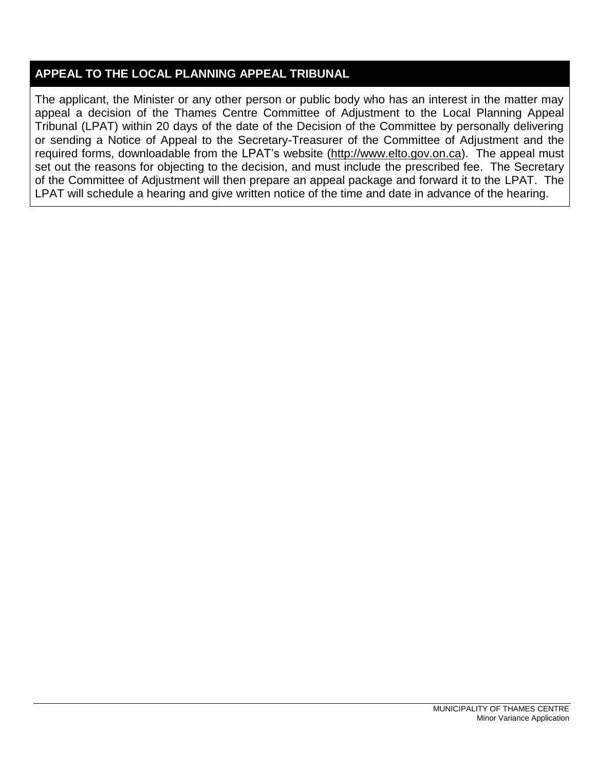## APPEAL TO THE LOCAL PLANNING APPEAL TRIBUNAL

The applicant, the Minister or any other person or public body who has an interest in the matter may appeal a decision of the Thames Centre Committee of Adjustment to the Local Planning Appeal Tribunal (LPAT) within 20 days of the date of the Decision of the Committee by personally delivering or sending a Notice of Appeal to the Secretary-Treasurer of the Committee of Adjustment and the required forms, downloadable from the LPAT's website (http://www.elto.gov.on.ca). The appeal must set out the reasons for objecting to the decision, and must include the prescribed fee. The Secretary of the Committee of Adjustment will then prepare an appeal package and forward it to the LPAT. The LPAT will schedule a hearing and give written notice of the time and date in advance of the hearing.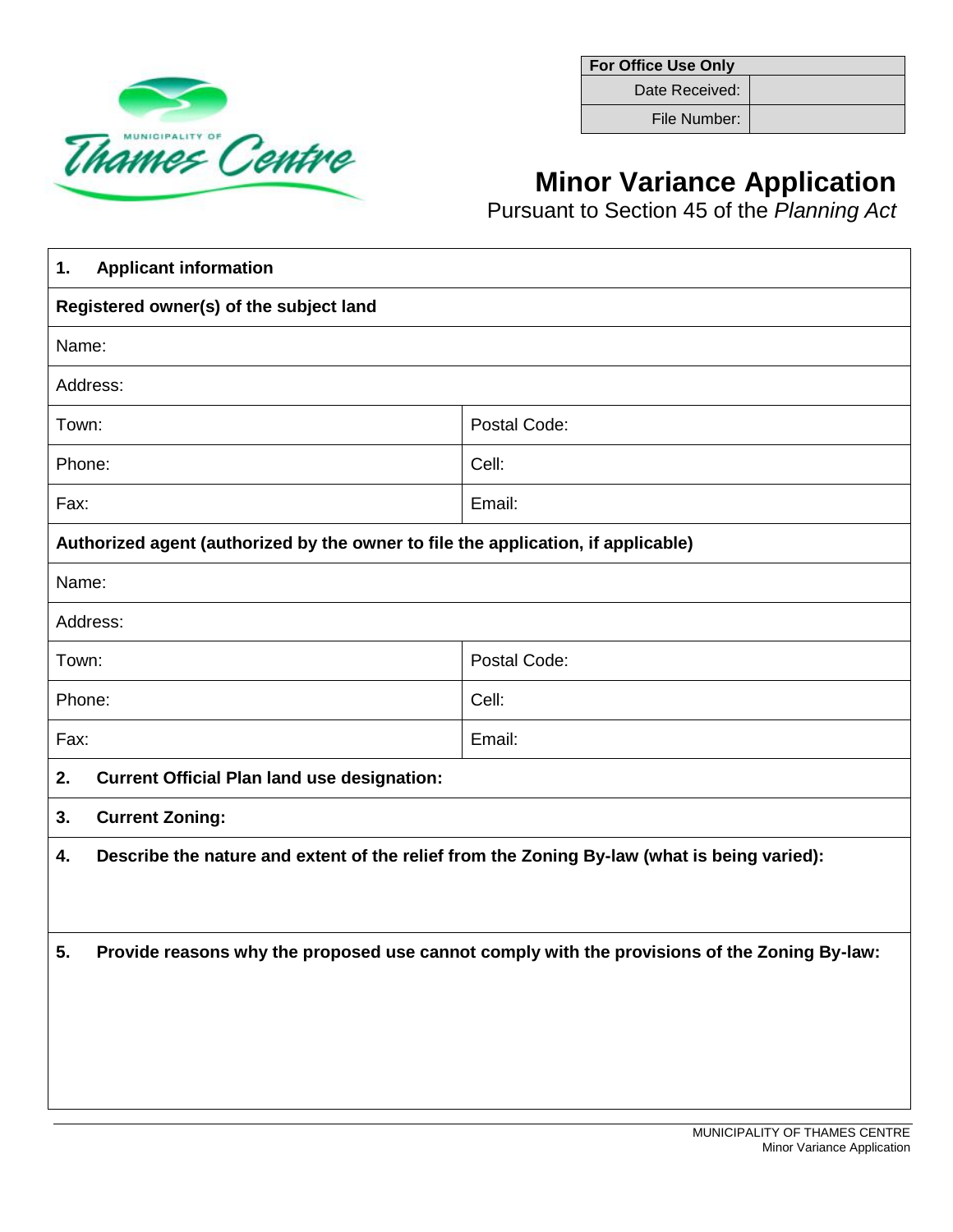| For Office Use Only | |
|---|---|
| Date Received: | |
| File Number: | |

# Minor Variance Application

Pursuant to Section 45 of the *Planning Act*

| **1. Applicant information** | |
|---|---|
| **Registered owner(s) of the subject land** | |
| Name: | |
| Address: | |
| Town: | Postal Code: |
| Phone: | Cell: |
| Fax: | Email: |
| **Authorized agent (authorized by the owner to file the application, if applicable)** | |
| Name: | |
| Address: | |
| Town: | Postal Code: |
| Phone: | Cell: |
| Fax: | Email: |
| **2. Current Official Plan land use designation:** | |
| **3. Current Zoning:** | |
| **4. Describe the nature and extent of the relief from the Zoning By-law (what is being varied):** | |
| **5. Provide reasons why the proposed use cannot comply with the provisions of the Zoning By-law:** | |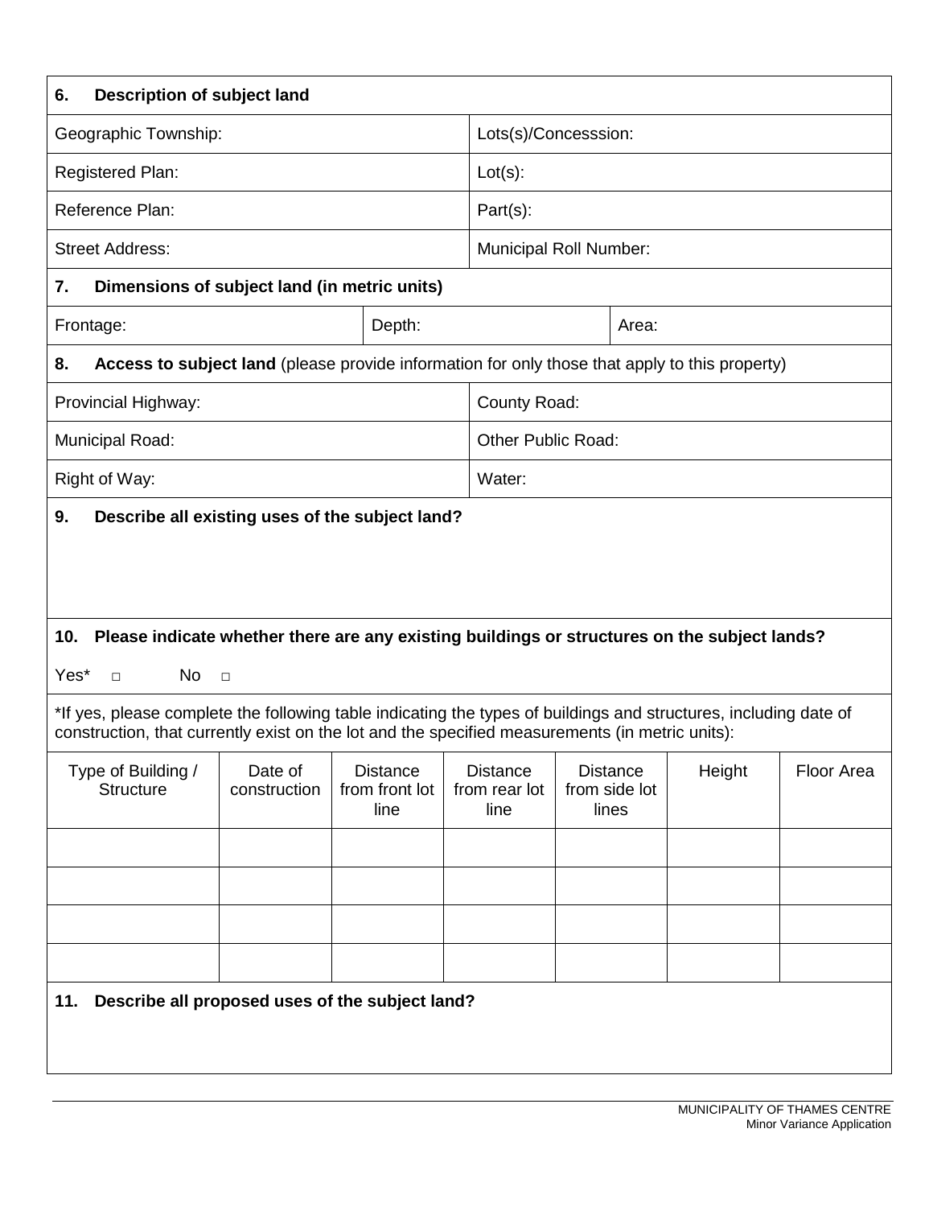### 6. Description of subject land

| | |
|---|---|
| Geographic Township: | Lots(s)/Concesssion: |
| Registered Plan: | Lot(s): |
| Reference Plan: | Part(s): |
| Street Address: | Municipal Roll Number: |

### 7. Dimensions of subject land (in metric units)

| | | |
|---|---|---|
| Frontage: | Depth: | Area: |

### 8. Access to subject land (please provide information for only those that apply to this property)

| | |
|---|---|
| Provincial Highway: | County Road: |
| Municipal Road: | Other Public Road: |
| Right of Way: | Water: |

### 9. Describe all existing uses of the subject land?

### 10. Please indicate whether there are any existing buildings or structures on the subject lands?

Yes* □ No □

*If yes, please complete the following table indicating the types of buildings and structures, including date of construction, that currently exist on the lot and the specified measurements (in metric units):

| Type of Building / Structure | Date of construction | Distance from front lot line | Distance from rear lot line | Distance from side lot lines | Height | Floor Area |
|---|---|---|---|---|---|---|
| | | | | | | |
| | | | | | | |
| | | | | | | |
| | | | | | | |

### 11. Describe all proposed uses of the subject land?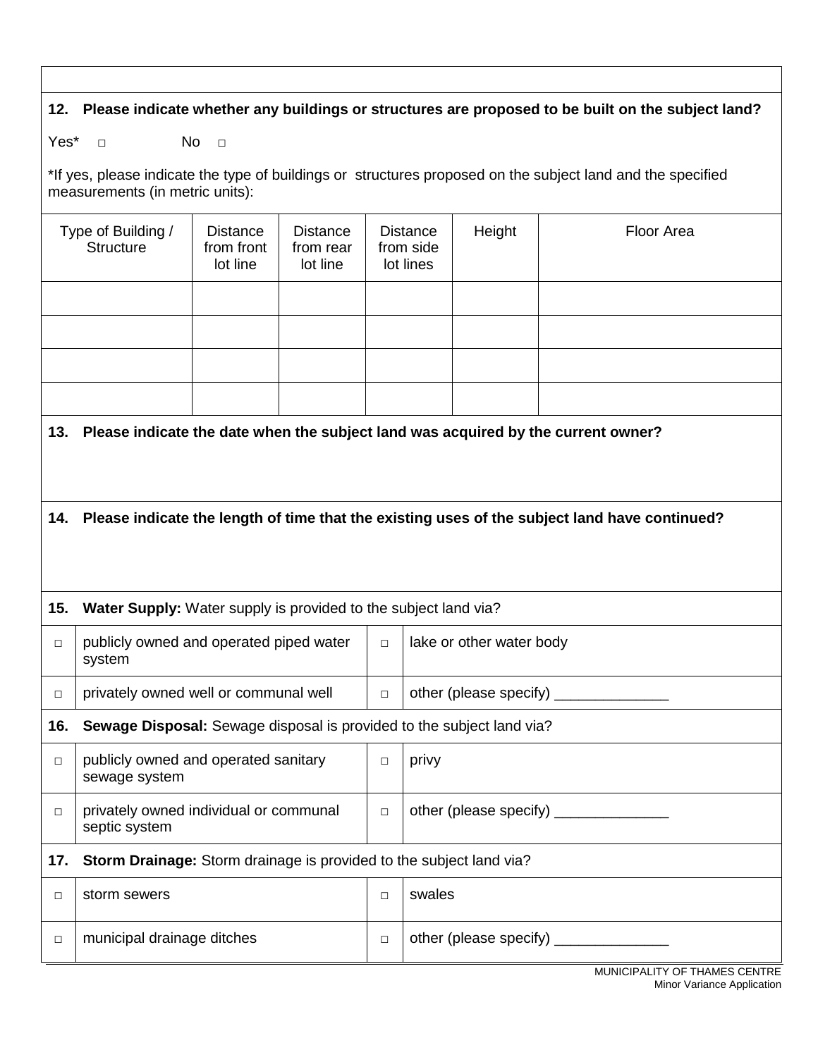**12. Please indicate whether any buildings or structures are proposed to be built on the subject land?**

Yes* □ No □

*If yes, please indicate the type of buildings or structures proposed on the subject land and the specified measurements (in metric units):

| Type of Building / Structure | Distance from front lot line | Distance from rear lot line | Distance from side lot lines | Height | Floor Area |
|---|---|---|---|---|---|
| | | | | | |
| | | | | | |
| | | | | | |
| | | | | | |

**13. Please indicate the date when the subject land was acquired by the current owner?**

**14. Please indicate the length of time that the existing uses of the subject land have continued?**

**15. Water Supply:** Water supply is provided to the subject land via?

| | | | |
|---|---|---|---|
| □ | publicly owned and operated piped water system | □ | lake or other water body |
| □ | privately owned well or communal well | □ | other (please specify) ______________ |

**16. Sewage Disposal:** Sewage disposal is provided to the subject land via?

| | | | |
|---|---|---|---|
| □ | publicly owned and operated sanitary sewage system | □ | privy |
| □ | privately owned individual or communal septic system | □ | other (please specify) ______________ |

**17. Storm Drainage:** Storm drainage is provided to the subject land via?

| | | | |
|---|---|---|---|
| □ | storm sewers | □ | swales |
| □ | municipal drainage ditches | □ | other (please specify) ______________ |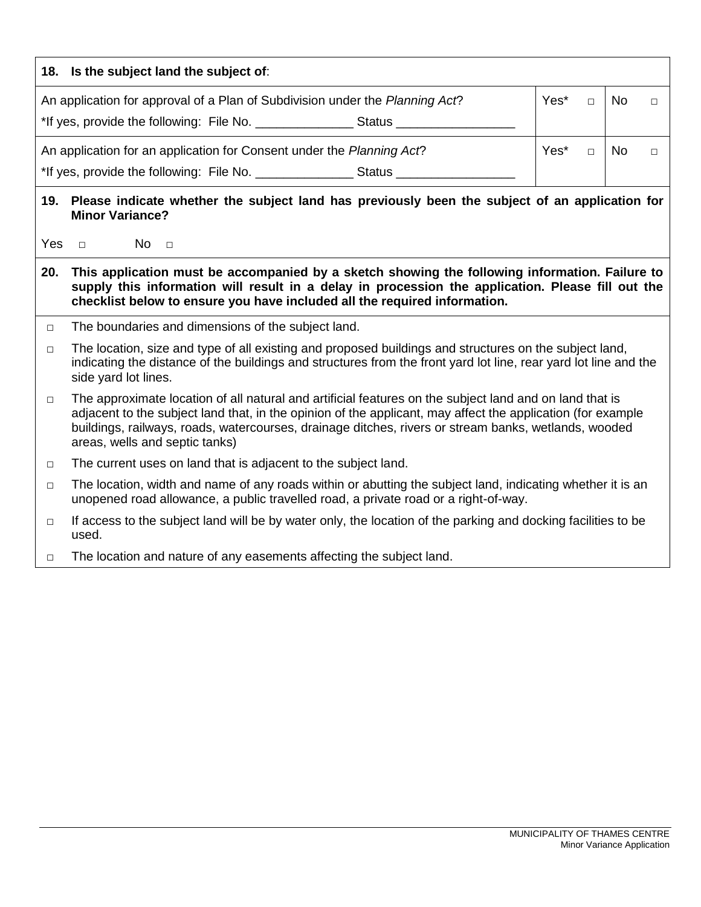**18. Is the subject land the subject of**:

| | | |
|---|---|---|
| An application for approval of a Plan of Subdivision under the *Planning Act*?<br>*If yes, provide the following: File No. ______________ Status _________________ | Yes* □ | No □ |
| An application for an application for Consent under the *Planning Act*?<br>*If yes, provide the following: File No. ______________ Status _________________ | Yes* □ | No □ |

**19. Please indicate whether the subject land has previously been the subject of an application for Minor Variance?**

Yes □ No □

**20. This application must be accompanied by a sketch showing the following information. Failure to supply this information will result in a delay in procession the application. Please fill out the checklist below to ensure you have included all the required information.**

- □ The boundaries and dimensions of the subject land.
- □ The location, size and type of all existing and proposed buildings and structures on the subject land, indicating the distance of the buildings and structures from the front yard lot line, rear yard lot line and the side yard lot lines.
- □ The approximate location of all natural and artificial features on the subject land and on land that is adjacent to the subject land that, in the opinion of the applicant, may affect the application (for example buildings, railways, roads, watercourses, drainage ditches, rivers or stream banks, wetlands, wooded areas, wells and septic tanks)
- □ The current uses on land that is adjacent to the subject land.
- □ The location, width and name of any roads within or abutting the subject land, indicating whether it is an unopened road allowance, a public travelled road, a private road or a right-of-way.
- □ If access to the subject land will be by water only, the location of the parking and docking facilities to be used.
- □ The location and nature of any easements affecting the subject land.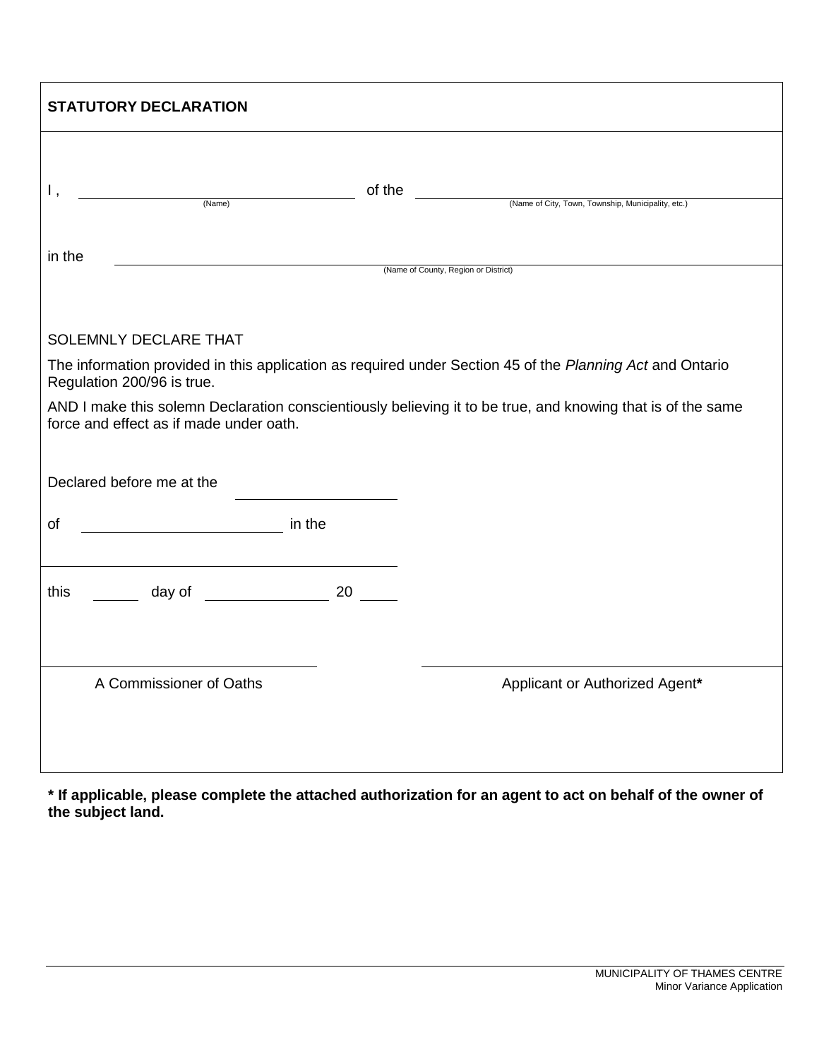## STATUTORY DECLARATION

I, \_\_\_\_\_\_\_\_\_\_\_\_\_\_\_\_\_\_\_\_\_\_\_\_\_\_\_\_\_\_ of the \_\_\_\_\_\_\_\_\_\_\_\_\_\_\_\_\_\_\_\_\_\_\_\_\_\_\_\_\_\_\_\_\_\_\_\_\_\_\_\_
(Name) (Name of City, Town, Township, Municipality, etc.)

in the \_\_\_\_\_\_\_\_\_\_\_\_\_\_\_\_\_\_\_\_\_\_\_\_\_\_\_\_\_\_\_\_\_\_\_\_\_\_\_\_\_\_\_\_\_\_\_\_\_\_\_\_\_\_\_\_\_\_\_\_\_\_\_\_\_\_\_\_\_\_\_\_
(Name of County, Region or District)

SOLEMNLY DECLARE THAT

The information provided in this application as required under Section 45 of the *Planning Act* and Ontario Regulation 200/96 is true.

AND I make this solemn Declaration conscientiously believing it to be true, and knowing that is of the same force and effect as if made under oath.

Declared before me at the \_\_\_\_\_\_\_\_\_\_\_\_\_\_\_\_\_\_\_\_

of \_\_\_\_\_\_\_\_\_\_\_\_\_\_\_\_\_\_\_\_ in the

\_\_\_\_\_\_\_\_\_\_\_\_\_\_\_\_\_\_\_\_\_\_\_\_\_\_\_\_\_\_\_\_\_\_\_\_\_\_\_\_

this \_\_\_\_\_\_ day of \_\_\_\_\_\_\_\_\_\_\_\_\_\_\_ 20 \_\_\_\_\_

\_\_\_\_\_\_\_\_\_\_\_\_\_\_\_\_\_\_\_\_\_\_\_\_\_\_\_\_\_\_\_\_ \_\_\_\_\_\_\_\_\_\_\_\_\_\_\_\_\_\_\_\_\_\_\_\_\_\_\_\_\_\_\_\_
A Commissioner of Oaths Applicant or Authorized Agent**\***

**\* If applicable, please complete the attached authorization for an agent to act on behalf of the owner of the subject land.**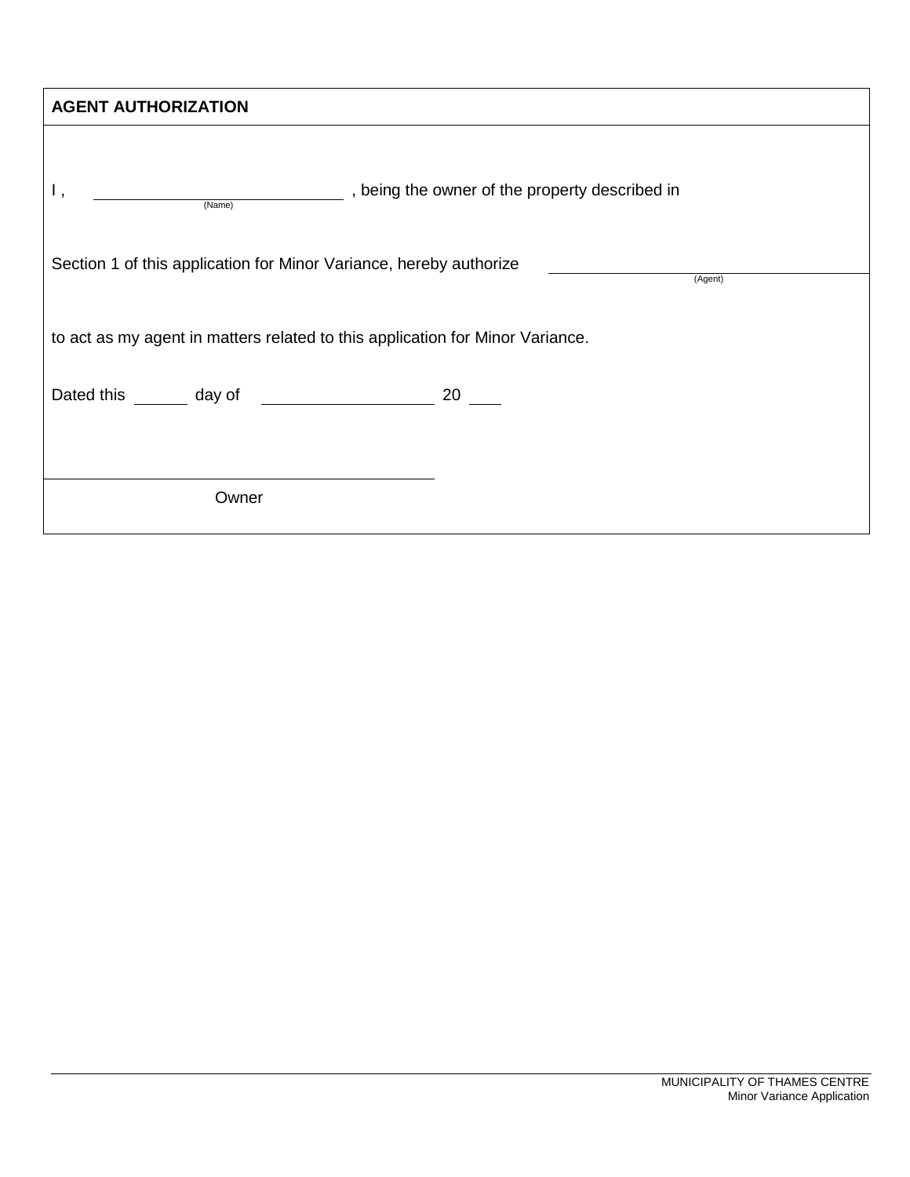## AGENT AUTHORIZATION

I , \_\_\_\_\_\_\_\_\_\_\_\_\_\_\_\_\_\_\_\_\_\_\_\_\_\_\_\_ , being the owner of the property described in
(Name)

Section 1 of this application for Minor Variance, hereby authorize \_\_\_\_\_\_\_\_\_\_\_\_\_\_\_\_\_\_\_\_\_\_\_\_\_\_\_\_
(Agent)

to act as my agent in matters related to this application for Minor Variance.

Dated this \_\_\_\_\_\_ day of \_\_\_\_\_\_\_\_\_\_\_\_\_\_\_\_\_\_\_\_ 20 \_\_\_

\_\_\_\_\_\_\_\_\_\_\_\_\_\_\_\_\_\_\_\_\_\_\_\_\_\_\_\_\_\_\_\_\_\_\_\_\_\_\_\_
Owner